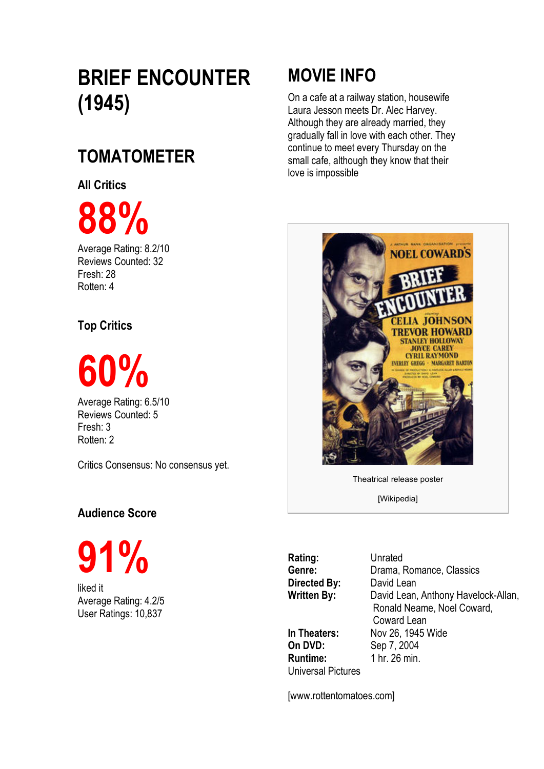# BRIEF ENCOUNTER (1945)

## TOMATOMETER

### All Critics

**88%**

Average Rating: 8.2/10
Reviews Counted: 32
Fresh: 28
Rotten: 4

### Top Critics

**60%**

Average Rating: 6.5/10
Reviews Counted: 5
Fresh: 3
Rotten: 2

Critics Consensus: No consensus yet.

### Audience Score

**91%**

liked it
Average Rating: 4.2/5
User Ratings: 10,837

## MOVIE INFO

On a cafe at a railway station, housewife Laura Jesson meets Dr. Alec Harvey. Although they are already married, they gradually fall in love with each other. They continue to meet every Thursday on the small cafe, although they know that their love is impossible

Theatrical release poster

[Wikipedia]

**Rating:** Unrated
**Genre:** Drama, Romance, Classics
**Directed By:** David Lean
**Written By:** David Lean, Anthony Havelock-Allan, Ronald Neame, Noel Coward, Coward Lean
**In Theaters:** Nov 26, 1945 Wide
**On DVD:** Sep 7, 2004
**Runtime:** 1 hr. 26 min.
Universal Pictures

[www.rottentomatoes.com]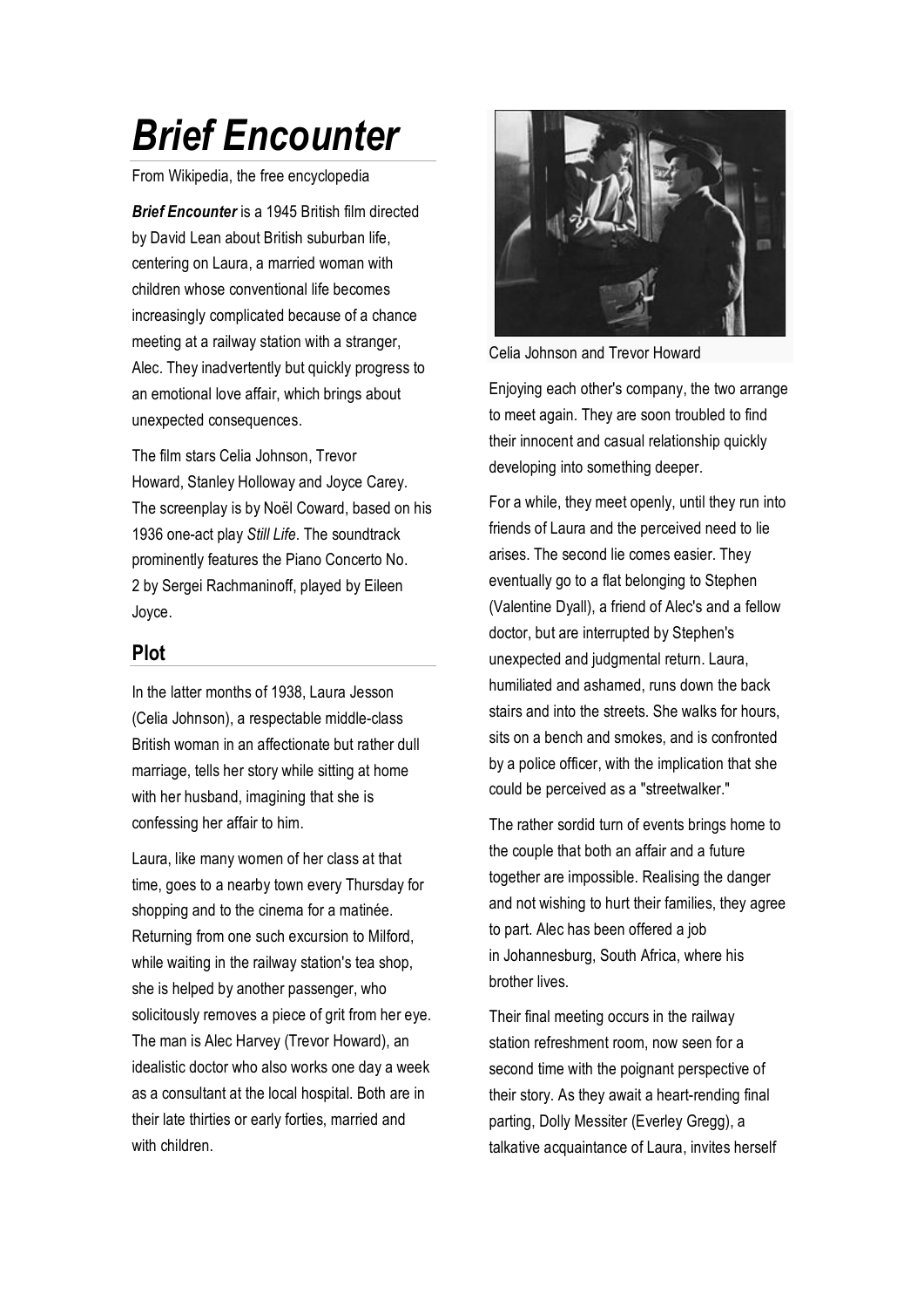# Brief Encounter

From Wikipedia, the free encyclopedia

***Brief Encounter*** is a 1945 British film directed by David Lean about British suburban life, centering on Laura, a married woman with children whose conventional life becomes increasingly complicated because of a chance meeting at a railway station with a stranger, Alec. They inadvertently but quickly progress to an emotional love affair, which brings about unexpected consequences.

The film stars Celia Johnson, Trevor Howard, Stanley Holloway and Joyce Carey. The screenplay is by Noël Coward, based on his 1936 one-act play *Still Life*. The soundtrack prominently features the Piano Concerto No. 2 by Sergei Rachmaninoff, played by Eileen Joyce.

## Plot

In the latter months of 1938, Laura Jesson (Celia Johnson), a respectable middle-class British woman in an affectionate but rather dull marriage, tells her story while sitting at home with her husband, imagining that she is confessing her affair to him.

Laura, like many women of her class at that time, goes to a nearby town every Thursday for shopping and to the cinema for a matinée. Returning from one such excursion to Milford, while waiting in the railway station's tea shop, she is helped by another passenger, who solicitously removes a piece of grit from her eye. The man is Alec Harvey (Trevor Howard), an idealistic doctor who also works one day a week as a consultant at the local hospital. Both are in their late thirties or early forties, married and with children.

Celia Johnson and Trevor Howard

Enjoying each other's company, the two arrange to meet again. They are soon troubled to find their innocent and casual relationship quickly developing into something deeper.

For a while, they meet openly, until they run into friends of Laura and the perceived need to lie arises. The second lie comes easier. They eventually go to a flat belonging to Stephen (Valentine Dyall), a friend of Alec's and a fellow doctor, but are interrupted by Stephen's unexpected and judgmental return. Laura, humiliated and ashamed, runs down the back stairs and into the streets. She walks for hours, sits on a bench and smokes, and is confronted by a police officer, with the implication that she could be perceived as a "streetwalker."

The rather sordid turn of events brings home to the couple that both an affair and a future together are impossible. Realising the danger and not wishing to hurt their families, they agree to part. Alec has been offered a job in Johannesburg, South Africa, where his brother lives.

Their final meeting occurs in the railway station refreshment room, now seen for a second time with the poignant perspective of their story. As they await a heart-rending final parting, Dolly Messiter (Everley Gregg), a talkative acquaintance of Laura, invites herself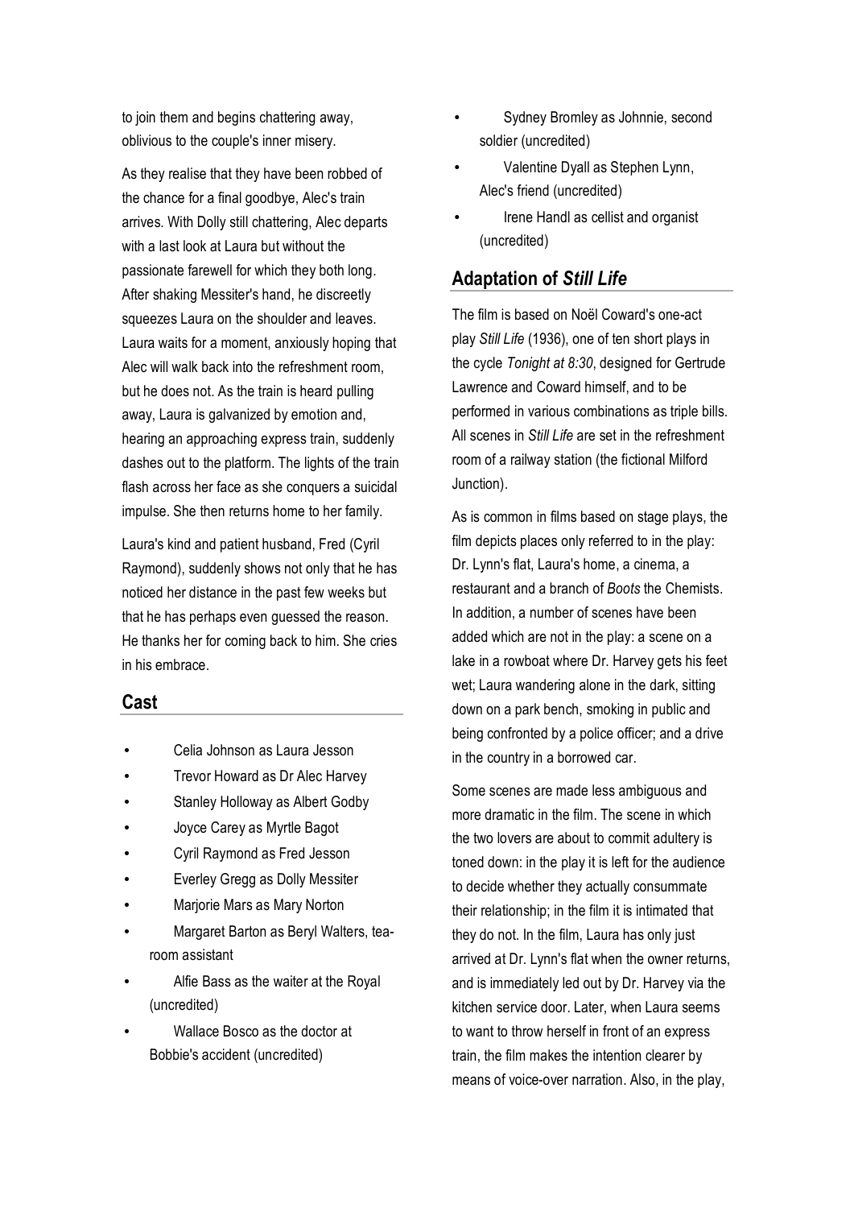to join them and begins chattering away, oblivious to the couple's inner misery.

As they realise that they have been robbed of the chance for a final goodbye, Alec's train arrives. With Dolly still chattering, Alec departs with a last look at Laura but without the passionate farewell for which they both long. After shaking Messiter's hand, he discreetly squeezes Laura on the shoulder and leaves. Laura waits for a moment, anxiously hoping that Alec will walk back into the refreshment room, but he does not. As the train is heard pulling away, Laura is galvanized by emotion and, hearing an approaching express train, suddenly dashes out to the platform. The lights of the train flash across her face as she conquers a suicidal impulse. She then returns home to her family.

Laura's kind and patient husband, Fred (Cyril Raymond), suddenly shows not only that he has noticed her distance in the past few weeks but that he has perhaps even guessed the reason. He thanks her for coming back to him. She cries in his embrace.

## Cast

- Celia Johnson as Laura Jesson
- Trevor Howard as Dr Alec Harvey
- Stanley Holloway as Albert Godby
- Joyce Carey as Myrtle Bagot
- Cyril Raymond as Fred Jesson
- Everley Gregg as Dolly Messiter
- Marjorie Mars as Mary Norton
- Margaret Barton as Beryl Walters, tea-room assistant
- Alfie Bass as the waiter at the Royal (uncredited)
- Wallace Bosco as the doctor at Bobbie's accident (uncredited)
- Sydney Bromley as Johnnie, second soldier (uncredited)
- Valentine Dyall as Stephen Lynn, Alec's friend (uncredited)
- Irene Handl as cellist and organist (uncredited)

## Adaptation of *Still Life*

The film is based on Noël Coward's one-act play *Still Life* (1936), one of ten short plays in the cycle *Tonight at 8:30*, designed for Gertrude Lawrence and Coward himself, and to be performed in various combinations as triple bills. All scenes in *Still Life* are set in the refreshment room of a railway station (the fictional Milford Junction).

As is common in films based on stage plays, the film depicts places only referred to in the play: Dr. Lynn's flat, Laura's home, a cinema, a restaurant and a branch of *Boots* the Chemists. In addition, a number of scenes have been added which are not in the play: a scene on a lake in a rowboat where Dr. Harvey gets his feet wet; Laura wandering alone in the dark, sitting down on a park bench, smoking in public and being confronted by a police officer; and a drive in the country in a borrowed car.

Some scenes are made less ambiguous and more dramatic in the film. The scene in which the two lovers are about to commit adultery is toned down: in the play it is left for the audience to decide whether they actually consummate their relationship; in the film it is intimated that they do not. In the film, Laura has only just arrived at Dr. Lynn's flat when the owner returns, and is immediately led out by Dr. Harvey via the kitchen service door. Later, when Laura seems to want to throw herself in front of an express train, the film makes the intention clearer by means of voice-over narration. Also, in the play,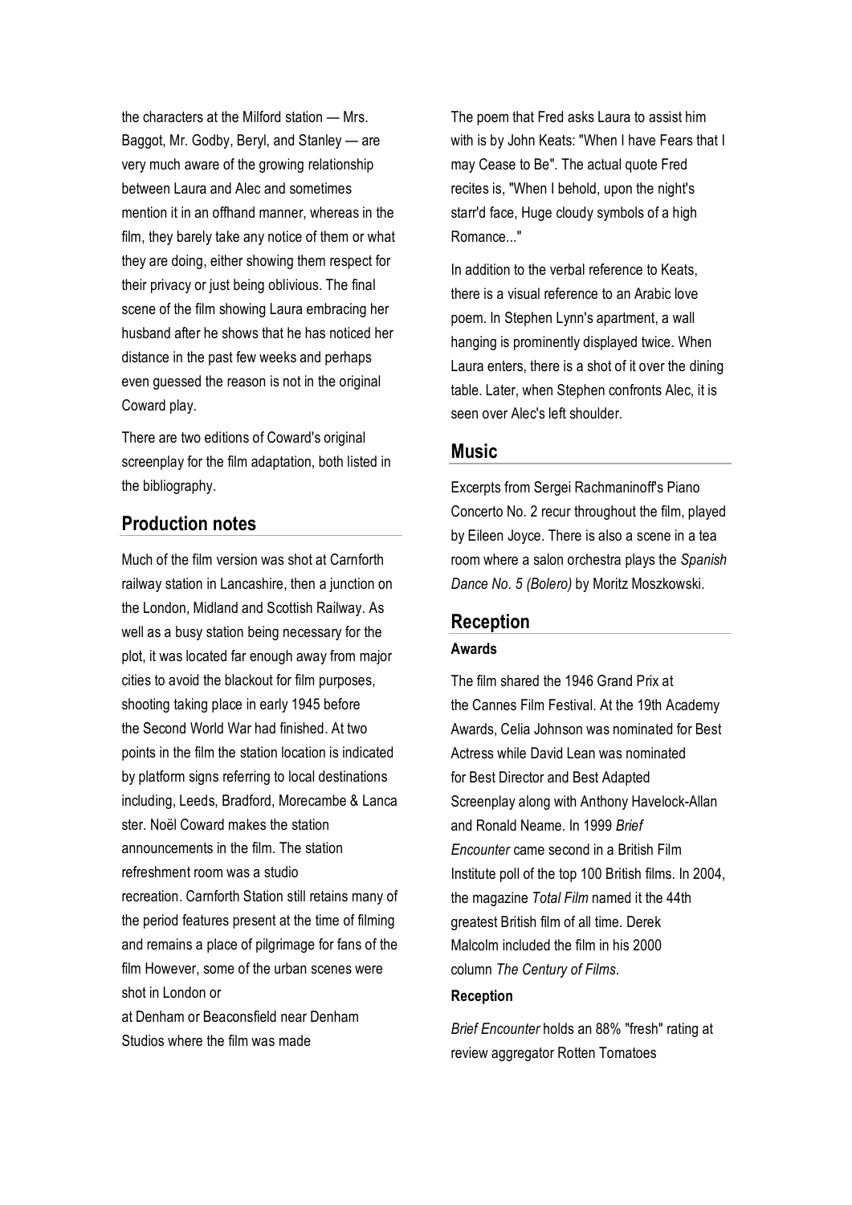the characters at the Milford station — Mrs. Baggot, Mr. Godby, Beryl, and Stanley — are very much aware of the growing relationship between Laura and Alec and sometimes mention it in an offhand manner, whereas in the film, they barely take any notice of them or what they are doing, either showing them respect for their privacy or just being oblivious. The final scene of the film showing Laura embracing her husband after he shows that he has noticed her distance in the past few weeks and perhaps even guessed the reason is not in the original Coward play.

There are two editions of Coward's original screenplay for the film adaptation, both listed in the bibliography.

## Production notes

Much of the film version was shot at Carnforth railway station in Lancashire, then a junction on the London, Midland and Scottish Railway. As well as a busy station being necessary for the plot, it was located far enough away from major cities to avoid the blackout for film purposes, shooting taking place in early 1945 before the Second World War had finished. At two points in the film the station location is indicated by platform signs referring to local destinations including, Leeds, Bradford, Morecambe & Lancaster. Noël Coward makes the station announcements in the film. The station refreshment room was a studio recreation. Carnforth Station still retains many of the period features present at the time of filming and remains a place of pilgrimage for fans of the film However, some of the urban scenes were shot in London or at Denham or Beaconsfield near Denham Studios where the film was made

The poem that Fred asks Laura to assist him with is by John Keats: "When I have Fears that I may Cease to Be". The actual quote Fred recites is, "When I behold, upon the night's starr'd face, Huge cloudy symbols of a high Romance..."

In addition to the verbal reference to Keats, there is a visual reference to an Arabic love poem. In Stephen Lynn's apartment, a wall hanging is prominently displayed twice. When Laura enters, there is a shot of it over the dining table. Later, when Stephen confronts Alec, it is seen over Alec's left shoulder.

## Music

Excerpts from Sergei Rachmaninoff's Piano Concerto No. 2 recur throughout the film, played by Eileen Joyce. There is also a scene in a tea room where a salon orchestra plays the *Spanish Dance No. 5 (Bolero)* by Moritz Moszkowski.

## Reception

### Awards

The film shared the 1946 Grand Prix at the Cannes Film Festival. At the 19th Academy Awards, Celia Johnson was nominated for Best Actress while David Lean was nominated for Best Director and Best Adapted Screenplay along with Anthony Havelock-Allan and Ronald Neame. In 1999 *Brief Encounter* came second in a British Film Institute poll of the top 100 British films. In 2004, the magazine *Total Film* named it the 44th greatest British film of all time. Derek Malcolm included the film in his 2000 column *The Century of Films*.

### Reception

*Brief Encounter* holds an 88% "fresh" rating at review aggregator Rotten Tomatoes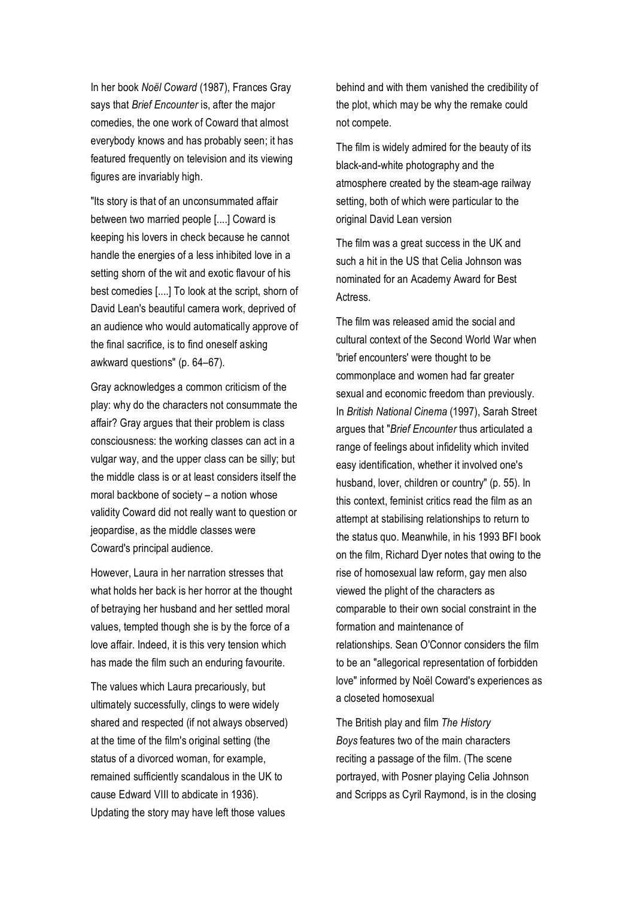In her book *Noël Coward* (1987), Frances Gray says that *Brief Encounter* is, after the major comedies, the one work of Coward that almost everybody knows and has probably seen; it has featured frequently on television and its viewing figures are invariably high.

"Its story is that of an unconsummated affair between two married people [....] Coward is keeping his lovers in check because he cannot handle the energies of a less inhibited love in a setting shorn of the wit and exotic flavour of his best comedies [....] To look at the script, shorn of David Lean's beautiful camera work, deprived of an audience who would automatically approve of the final sacrifice, is to find oneself asking awkward questions" (p. 64–67).

Gray acknowledges a common criticism of the play: why do the characters not consummate the affair? Gray argues that their problem is class consciousness: the working classes can act in a vulgar way, and the upper class can be silly; but the middle class is or at least considers itself the moral backbone of society – a notion whose validity Coward did not really want to question or jeopardise, as the middle classes were Coward's principal audience.

However, Laura in her narration stresses that what holds her back is her horror at the thought of betraying her husband and her settled moral values, tempted though she is by the force of a love affair. Indeed, it is this very tension which has made the film such an enduring favourite.

The values which Laura precariously, but ultimately successfully, clings to were widely shared and respected (if not always observed) at the time of the film's original setting (the status of a divorced woman, for example, remained sufficiently scandalous in the UK to cause Edward VIII to abdicate in 1936). Updating the story may have left those values behind and with them vanished the credibility of the plot, which may be why the remake could not compete.

The film is widely admired for the beauty of its black-and-white photography and the atmosphere created by the steam-age railway setting, both of which were particular to the original David Lean version

The film was a great success in the UK and such a hit in the US that Celia Johnson was nominated for an Academy Award for Best Actress.

The film was released amid the social and cultural context of the Second World War when 'brief encounters' were thought to be commonplace and women had far greater sexual and economic freedom than previously. In *British National Cinema* (1997), Sarah Street argues that "*Brief Encounter* thus articulated a range of feelings about infidelity which invited easy identification, whether it involved one's husband, lover, children or country" (p. 55). In this context, feminist critics read the film as an attempt at stabilising relationships to return to the status quo. Meanwhile, in his 1993 BFI book on the film, Richard Dyer notes that owing to the rise of homosexual law reform, gay men also viewed the plight of the characters as comparable to their own social constraint in the formation and maintenance of relationships. Sean O'Connor considers the film to be an "allegorical representation of forbidden love" informed by Noël Coward's experiences as a closeted homosexual

The British play and film *The History Boys* features two of the main characters reciting a passage of the film. (The scene portrayed, with Posner playing Celia Johnson and Scripps as Cyril Raymond, is in the closing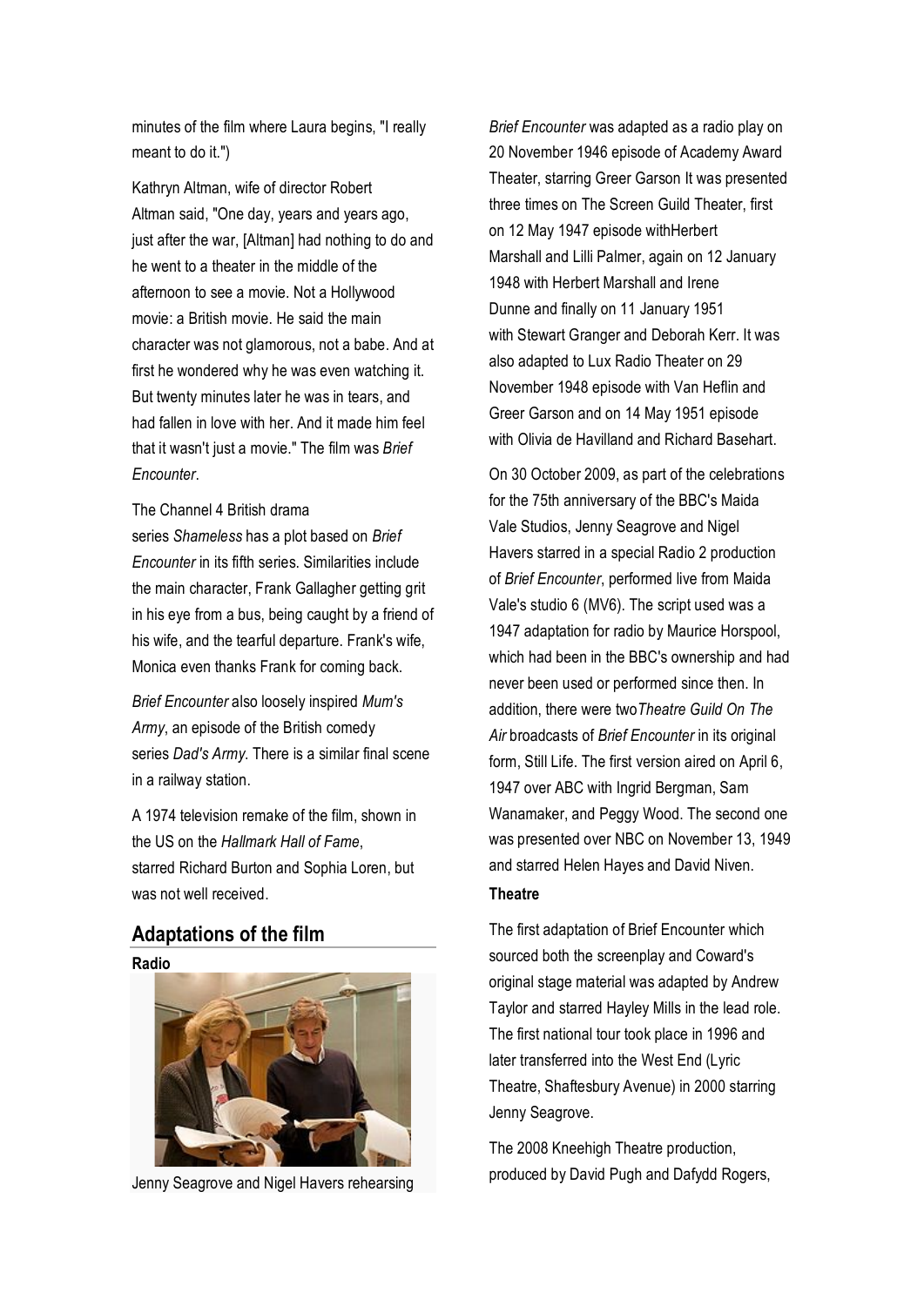minutes of the film where Laura begins, "I really meant to do it.")

Kathryn Altman, wife of director Robert Altman said, "One day, years and years ago, just after the war, [Altman] had nothing to do and he went to a theater in the middle of the afternoon to see a movie. Not a Hollywood movie: a British movie. He said the main character was not glamorous, not a babe. And at first he wondered why he was even watching it. But twenty minutes later he was in tears, and had fallen in love with her. And it made him feel that it wasn't just a movie." The film was *Brief Encounter*.

The Channel 4 British drama series *Shameless* has a plot based on *Brief Encounter* in its fifth series. Similarities include the main character, Frank Gallagher getting grit in his eye from a bus, being caught by a friend of his wife, and the tearful departure. Frank's wife, Monica even thanks Frank for coming back.

*Brief Encounter* also loosely inspired *Mum's Army*, an episode of the British comedy series *Dad's Army*. There is a similar final scene in a railway station.

A 1974 television remake of the film, shown in the US on the *Hallmark Hall of Fame*, starred Richard Burton and Sophia Loren, but was not well received.

## Adaptations of the film

### Radio

Jenny Seagrove and Nigel Havers rehearsing

*Brief Encounter* was adapted as a radio play on 20 November 1946 episode of Academy Award Theater, starring Greer Garson It was presented three times on The Screen Guild Theater, first on 12 May 1947 episode withHerbert Marshall and Lilli Palmer, again on 12 January 1948 with Herbert Marshall and Irene Dunne and finally on 11 January 1951 with Stewart Granger and Deborah Kerr. It was also adapted to Lux Radio Theater on 29 November 1948 episode with Van Heflin and Greer Garson and on 14 May 1951 episode with Olivia de Havilland and Richard Basehart.

On 30 October 2009, as part of the celebrations for the 75th anniversary of the BBC's Maida Vale Studios, Jenny Seagrove and Nigel Havers starred in a special Radio 2 production of *Brief Encounter*, performed live from Maida Vale's studio 6 (MV6). The script used was a 1947 adaptation for radio by Maurice Horspool, which had been in the BBC's ownership and had never been used or performed since then. In addition, there were two*Theatre Guild On The Air* broadcasts of *Brief Encounter* in its original form, Still Life. The first version aired on April 6, 1947 over ABC with Ingrid Bergman, Sam Wanamaker, and Peggy Wood. The second one was presented over NBC on November 13, 1949 and starred Helen Hayes and David Niven.

### Theatre

The first adaptation of Brief Encounter which sourced both the screenplay and Coward's original stage material was adapted by Andrew Taylor and starred Hayley Mills in the lead role. The first national tour took place in 1996 and later transferred into the West End (Lyric Theatre, Shaftesbury Avenue) in 2000 starring Jenny Seagrove.

The 2008 Kneehigh Theatre production, produced by David Pugh and Dafydd Rogers,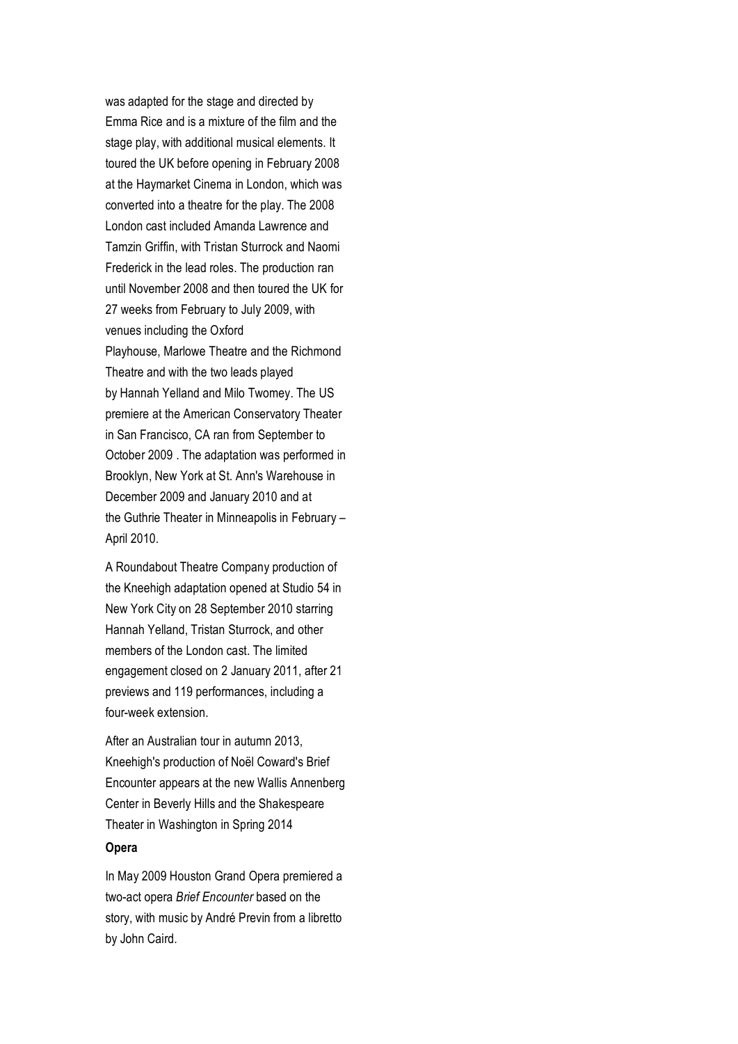was adapted for the stage and directed by Emma Rice and is a mixture of the film and the stage play, with additional musical elements. It toured the UK before opening in February 2008 at the Haymarket Cinema in London, which was converted into a theatre for the play. The 2008 London cast included Amanda Lawrence and Tamzin Griffin, with Tristan Sturrock and Naomi Frederick in the lead roles. The production ran until November 2008 and then toured the UK for 27 weeks from February to July 2009, with venues including the Oxford Playhouse, Marlowe Theatre and the Richmond Theatre and with the two leads played by Hannah Yelland and Milo Twomey. The US premiere at the American Conservatory Theater in San Francisco, CA ran from September to October 2009 . The adaptation was performed in Brooklyn, New York at St. Ann's Warehouse in December 2009 and January 2010 and at the Guthrie Theater in Minneapolis in February – April 2010.

A Roundabout Theatre Company production of the Kneehigh adaptation opened at Studio 54 in New York City on 28 September 2010 starring Hannah Yelland, Tristan Sturrock, and other members of the London cast. The limited engagement closed on 2 January 2011, after 21 previews and 119 performances, including a four-week extension.

After an Australian tour in autumn 2013, Kneehigh's production of Noël Coward's Brief Encounter appears at the new Wallis Annenberg Center in Beverly Hills and the Shakespeare Theater in Washington in Spring 2014

**Opera**

In May 2009 Houston Grand Opera premiered a two-act opera *Brief Encounter* based on the story, with music by André Previn from a libretto by John Caird.